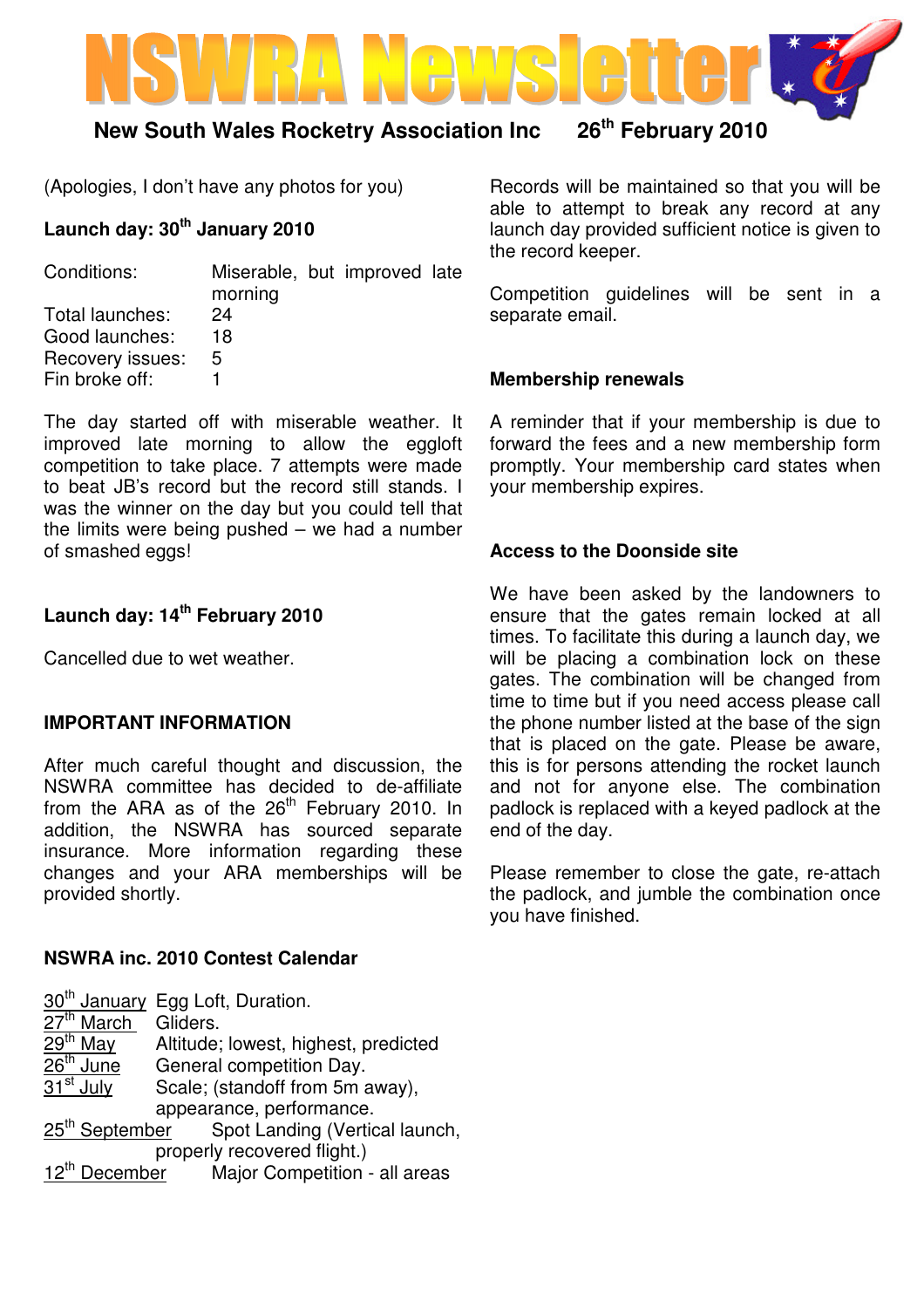# NSWRA Newsletter

**New South Wales Rocketry Association Inc 26th February 2010**

(Apologies, I don't have any photos for you)

### Launch day: 30th January 2010

| | |
|---|---|
| Conditions: | Miserable, but improved late morning |
| Total launches: | 24 |
| Good launches: | 18 |
| Recovery issues: | 5 |
| Fin broke off: | 1 |

The day started off with miserable weather. It improved late morning to allow the eggloft competition to take place. 7 attempts were made to beat JB's record but the record still stands. I was the winner on the day but you could tell that the limits were being pushed – we had a number of smashed eggs!

### Launch day: 14th February 2010

Cancelled due to wet weather.

### IMPORTANT INFORMATION

After much careful thought and discussion, the NSWRA committee has decided to de-affiliate from the ARA as of the 26th February 2010. In addition, the NSWRA has sourced separate insurance. More information regarding these changes and your ARA memberships will be provided shortly.

### NSWRA inc. 2010 Contest Calendar

| | |
|---|---|
| 30th January | Egg Loft, Duration. |
| 27th March | Gliders. |
| 29th May | Altitude; lowest, highest, predicted |
| 26th June | General competition Day. |
| 31st July | Scale; (standoff from 5m away), appearance, performance. |
| 25th September | Spot Landing (Vertical launch, properly recovered flight.) |
| 12th December | Major Competition - all areas |

Records will be maintained so that you will be able to attempt to break any record at any launch day provided sufficient notice is given to the record keeper.

Competition guidelines will be sent in a separate email.

### Membership renewals

A reminder that if your membership is due to forward the fees and a new membership form promptly. Your membership card states when your membership expires.

### Access to the Doonside site

We have been asked by the landowners to ensure that the gates remain locked at all times. To facilitate this during a launch day, we will be placing a combination lock on these gates. The combination will be changed from time to time but if you need access please call the phone number listed at the base of the sign that is placed on the gate. Please be aware, this is for persons attending the rocket launch and not for anyone else. The combination padlock is replaced with a keyed padlock at the end of the day.

Please remember to close the gate, re-attach the padlock, and jumble the combination once you have finished.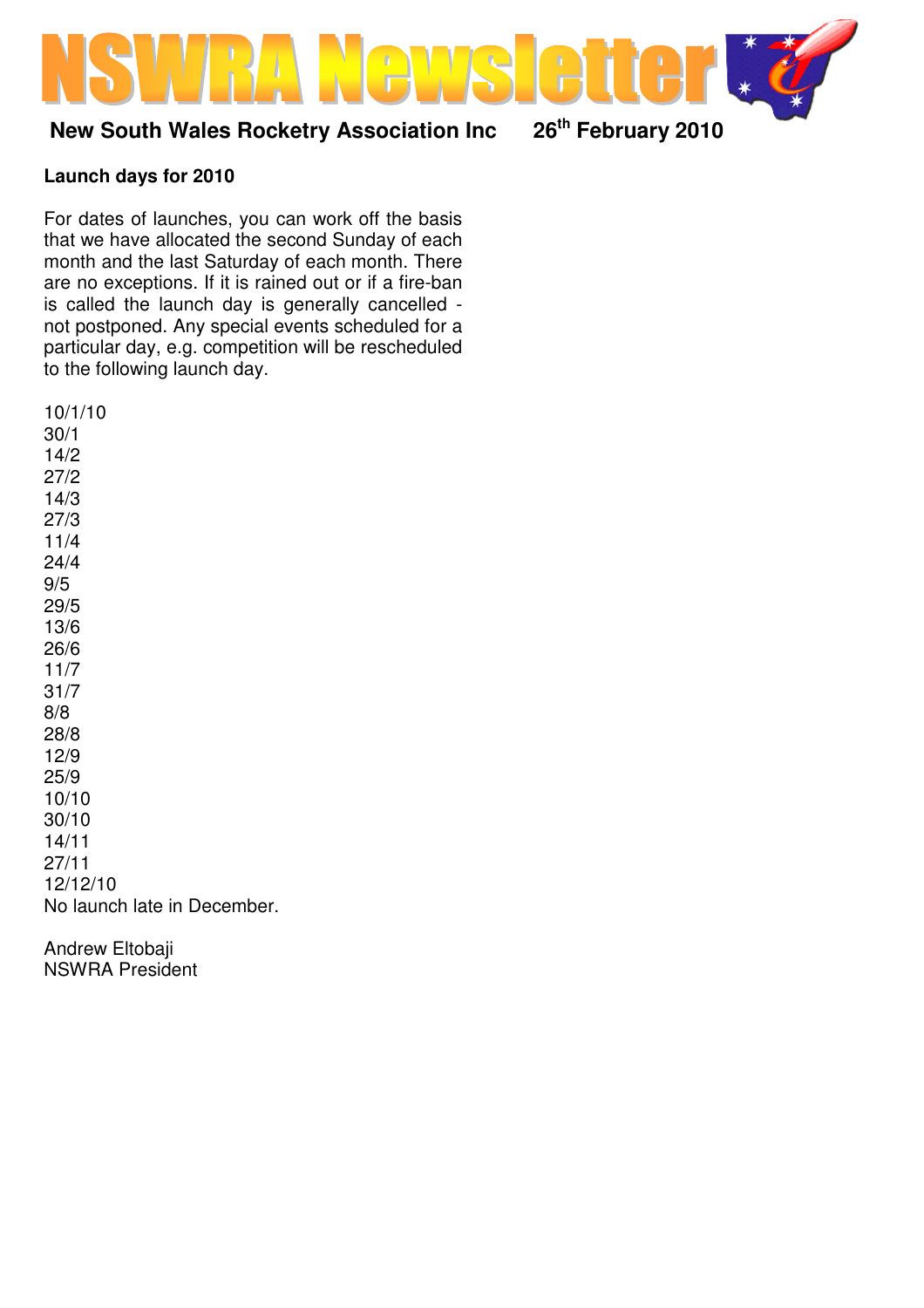# NSWRA Newsletter

**New South Wales Rocketry Association Inc** **26th February 2010**

**Launch days for 2010**

For dates of launches, you can work off the basis that we have allocated the second Sunday of each month and the last Saturday of each month. There are no exceptions. If it is rained out or if a fire-ban is called the launch day is generally cancelled - not postponed. Any special events scheduled for a particular day, e.g. competition will be rescheduled to the following launch day.

10/1/10
30/1
14/2
27/2
14/3
27/3
11/4
24/4
9/5
29/5
13/6
26/6
11/7
31/7
8/8
28/8
12/9
25/9
10/10
30/10
14/11
27/11
12/12/10
No launch late in December.

Andrew Eltobaji
NSWRA President